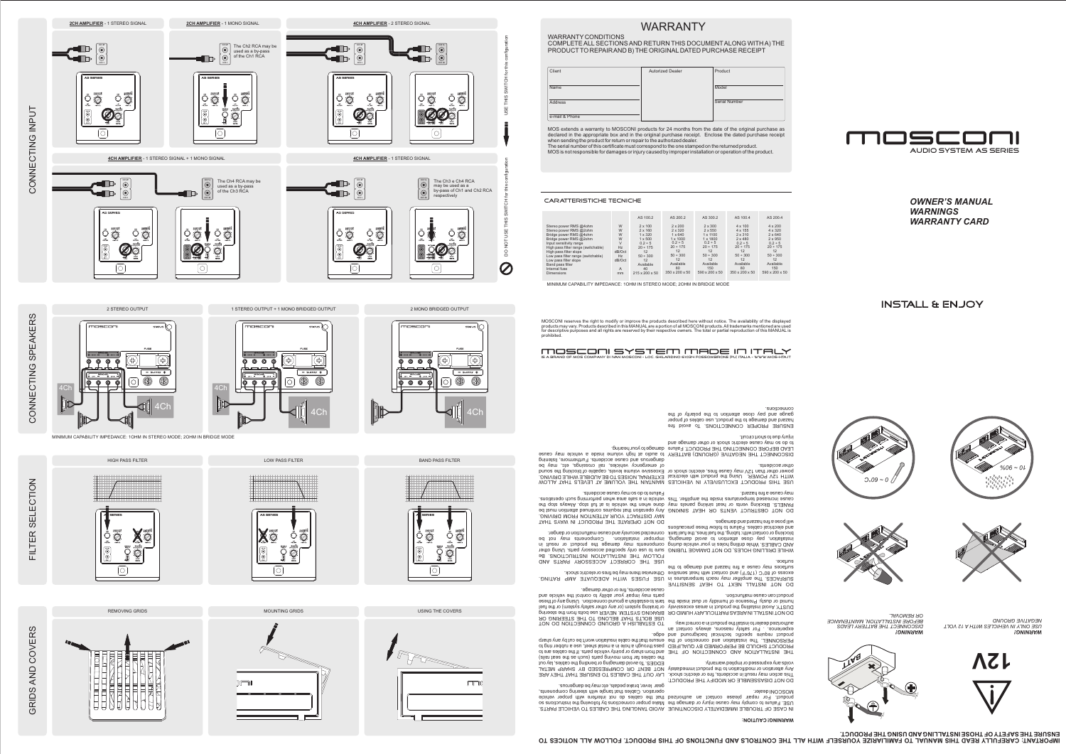# CONNECTING INPUT

**2CH AMPLIFIER** - 1 STEREO SIGNAL

**2CH AMPLIFIER** - 1 MONO SIGNAL

The Ch2 RCA may be used as a by-pass of the Ch1 RCA

**4CH AMPLIFIER** - 2 STEREO SIGNAL

USE THIS SWITCH for this configuration

**4CH AMPLIFIER** - 1 STEREO SIGNAL + 1 MONO SIGNAL

The Ch4 RCA may be used as a by-pass of the Ch3 RCA

**4CH AMPLIFIER** - 1 STEREO SIGNAL

The Ch3 e Ch4 RCA may be used as a by-pass of Ch1 and Ch2 RCA respectively

DO NOT USE THIS SWITCH for this configuration

# CONNECTING SPEAKERS

2 STEREO OUTPUT

1 STEREO OUTPUT + 1 MONO BRIDGED OUTPUT

2 MONO BRIDGED OUTPUT

MINIMUM CAPABILITY IMPEDANCE: 1OHM IN STEREO MODE; 2OHM IN BRIDGE MODE

# FILTER SELECTION

HIGH PASS FILTER

LOW PASS FILTER

BAND PASS FILTER

# GRIDS AND COVERS

REMOVING GRIDS

MOUNTING GRIDS

USING THE COVERS

# WARRANTY

WARRANTY CONDITIONS

COMPLETE ALL SECTIONS AND RETURN THIS DOCUMENT ALONG WITH A) THE PRODUCT TO REPAIR AND B) THE ORIGINAL DATED PURCHASE RECEIPT

| Client | Autorized Dealer | Product |
|---|---|---|
| Name | | Model |
| Address | | Serial Number |
| e-mail & Phone | | |

MOS extends a warranty to MOSCONI products for 24 months from the date of the original purchase as declared in the appropriate box and in the original purchase receipt. Enclose the dated purchase receipt when sending the product for return or repair to the authorized dealer.
The serial number of this certificate must correspond to the one stamped on the returned product.
MOS is not responsible for damages or injury caused by improper installation or operation of the product.

## CARATTERISTICHE TECNICHE

| | | AS 100.2 | AS 200.2 | AS 300.2 | AS 100.4 | AS 200.4 |
|---|---|---|---|---|---|---|
| Stereo power RMS @4ohm | W | 2 x 100 | 2 x 200 | 2 x 300 | 4 x 100 | 4 x 200 |
| Stereo power RMS @2ohm | W | 2 x 160 | 2 x 320 | 2 x 550 | 4 x 155 | 4 x 320 |
| Bridge power RMS @4ohm | W | 1 x 320 | 1 x 640 | 1 x 1100 | 2 x 310 | 2 x 640 |
| Bridge power RMS @2ohm | W | 1 x 500 | 1 x 1000 | 1 x 1800 | 2 x 480 | 2 x 950 |
| Input sensitivity range | V | 0.2 ÷ 5 | 0.2 ÷ 5 | 0.2 ÷ 5 | 0.2 ÷ 5 | 0.2 ÷ 5 |
| High pass filter range (switchable) | Hz | 20 ÷ 175 | 20 ÷ 175 | 20 ÷ 175 | 20 ÷ 175 | 20 ÷ 175 |
| High pass filter slope | dB/Oct | 12 | 12 | 12 | 12 | 12 |
| Low pass filter range (switchable) | Hz | 50 ÷ 300 | 50 ÷ 300 | 50 ÷ 300 | 50 ÷ 300 | 50 ÷ 300 |
| Low pass filter slope | dB/Oct | 12 | 12 | 12 | 12 | 12 |
| Band pass filter | | Available | Available | Available | Available | Available |
| Internal fuse | A | 40 | 80 | 150 | 80 | 150 |
| Dimensions | mm | 215 x 200 x 50 | 350 x 200 x 50 | 590 x 200 x 50 | 350 x 200 x 50 | 590 x 200 x 50 |

MINIMUM CAPABILITY IMPEDANCE: 1OHM IN STEREO MODE; 2OHM IN BRIDGE MODE

MOSCONI reserves the right to modify or improve the products described here without notice. The availability of the displayed products may vary. Products described in this MANUAL are a portion of all MOSCONI products. All trademarks mentioned are used for descriptive purposes and all rights are reserved by their respective owners. The total or partial reproduction of this MANUAL is prohibited.

MOSCONI SYSTEM MADE IN ITALY

IS A BRAND OF MOS COMPANY DI IVAN MOSCONI - LOC. GHILARDINO 61061 FOSSOMBRONE (PU) ITALIA - WWW.MOS-ITA.IT

# MOSCONI

AUDIO SYSTEM AS SERIES

***OWNER'S MANUAL***
***WARNINGS***
***WARRANTY CARD***

INSTALL & ENJOY

**IMPORTANT: CAREFULLY READ THIS MANUAL TO FAMILIARIZE YOURSELF WITH ALL THE CONTROLS AND FUNCTIONS OF THIS PRODUCT. FOLLOW ALL NOTICES TO ENSURE THE SAFETY OF THOSE INSTALLING AND USING THE PRODUCT.**

12V

***WARNING!***
*USE ONLY IN VEHICLES WITH A 12 VOLT NEGATIVE GROUND*

***WARNING!***
*DISCONNECT THE BATTERY LEADS BEFORE INSTALLATION, MAINTENANCE OR REMOVAL.*

10 ~ 90%

0 ~ 60°C

**WARNING/CAUTION:**

IN CASE OF TROUBLE IMMEDIATELY DISCONTINUE USE. Failure to comply may cause injury or damage the product. For repair please contact an authorized MOSCONI dealer.

DO NOT DISASSEMBLE OR MODIFY THE PRODUCT. This action may result in accidents, fire, or electric shock. Any alteration or modification to the product immediately voids any expressed or implied warranty.

THE INSTALLATION AND CONNECTION OF THE PRODUCT SHOULD BE PERFORMED BY QUALIFIED PERSONNEL. The installation and connection of the product require specific technical background and experience. For safety reasons, always contact an authorized dealer to install the product in a correct way.

DO NOT INSTALL IN AREAS PARTICULARLY HUMID OR DUSTY. Avoid installing the product in areas excessively humid or dusty. Presence of humidity or dust inside the product can cause malfunction.

DO NOT INSTALL NEXT TO HEAT SENSITIVE SURFACES. The amplifier may reach temperatures in excess of 80°C (176°F) and contact with heat sensitive surfaces may cause a fire hazard and damage to the surface.

WHILE DRILLING HOLES, DO NOT DAMAGE TUBING AND CABLES. While drilling holes in your vehicle during installation, pay close attention to avoid damaging, blocking or contact with: tubing, the fuel lines, the fuel tank and electrical cables. Failure to follow these precautions will pose a fire hazard and damages.

DO NOT OBSTRUCT VENTS OR HEAT SINKING PANELS. Blocking vents or heat sinking panels may cause increased temperatures inside the amplifier. This may cause a fire hazard.

USE THIS PRODUCT EXCLUSIVELY IN VEHICLES WITH 12V POWER. Using the product with electrical power other than 12V may cause fires, electric shock or other accidents.

DISCONNECT THE NEGATIVE (GROUND) BATTERY LEAD BEFORE CONNECTING THE PRODUCT. Failure to do so may cause electric shock or other damage and injury due to short circuit.

ENSURE PROPER CONNECTIONS. To avoid fire hazard and damage to the product, use cables of proper gauge and pay close attention to the polarity of the connections.

AVOID TANGLING THE CABLES TO VEHICLE PARTS. Make proper connections by following the instructions so that the cables do not interfere with proper vehicle operation. Cables that tangle with steering components, gear lever, brake pedals, etc. may be dangerous.

LAY OUT THE CABLES TO ENSURE THAT THEY ARE NOT BENT OR COMPRESSED BY SHARP METAL EDGES. To avoid damaging or bending the cables, lay out the cables far from moving parts (such as the seat rails) and from sharp or pointy vehicle parts. If the cables are to pass through a hole in a metal sheet, use a rubber ring to ensure that the cable insulation won't be cut by any sharp edge.

TO ESTABLISH A GROUND CONNECTION DO NOT USE BOLTS THAT BELONG TO THE STEERING OR BRAKING SYSTEM. NEVER use bolts from the steering or braking system (or any other safety system) or the fuel tank to establish a ground connection. Using any of these parts may impair your ability to control the vehicle and cause accidents, fire or other damage.

USE FUSES WITH ADEQUATE AMP RATING. Otherwise there may be fires or electric shock.

USE THE CORRECT ACCESSORY PARTS AND FOLLOW THE INSTALLATION INSTRUCTIONS. Be sure to use only specified accessory parts. Using other components may damage the product or result in improper installation. Components may not be connected securely and cause malfunction or danger.

DO NOT OPERATE THE PRODUCT IN WAYS THAT MAY DISTRACT YOUR ATTENTION FROM DRIVING. Any operation that requires continued attention must be done when the vehicle is at full stop. Always stop the vehicle in a safe area when performing such operations. Failure to do so may cause accidents.

MAINTAIN THE VOLUME AT LEVELS THAT ALLOW EXTERNAL NOISES TO BE AUDIBLE WHILE DRIVING. Excessive volume levels, capable of blocking the sound of emergency vehicles, rail crossings, etc. may be dangerous and cause accidents. Furthermore, listening to audio at high volume inside a vehicle may cause damage to your hearing.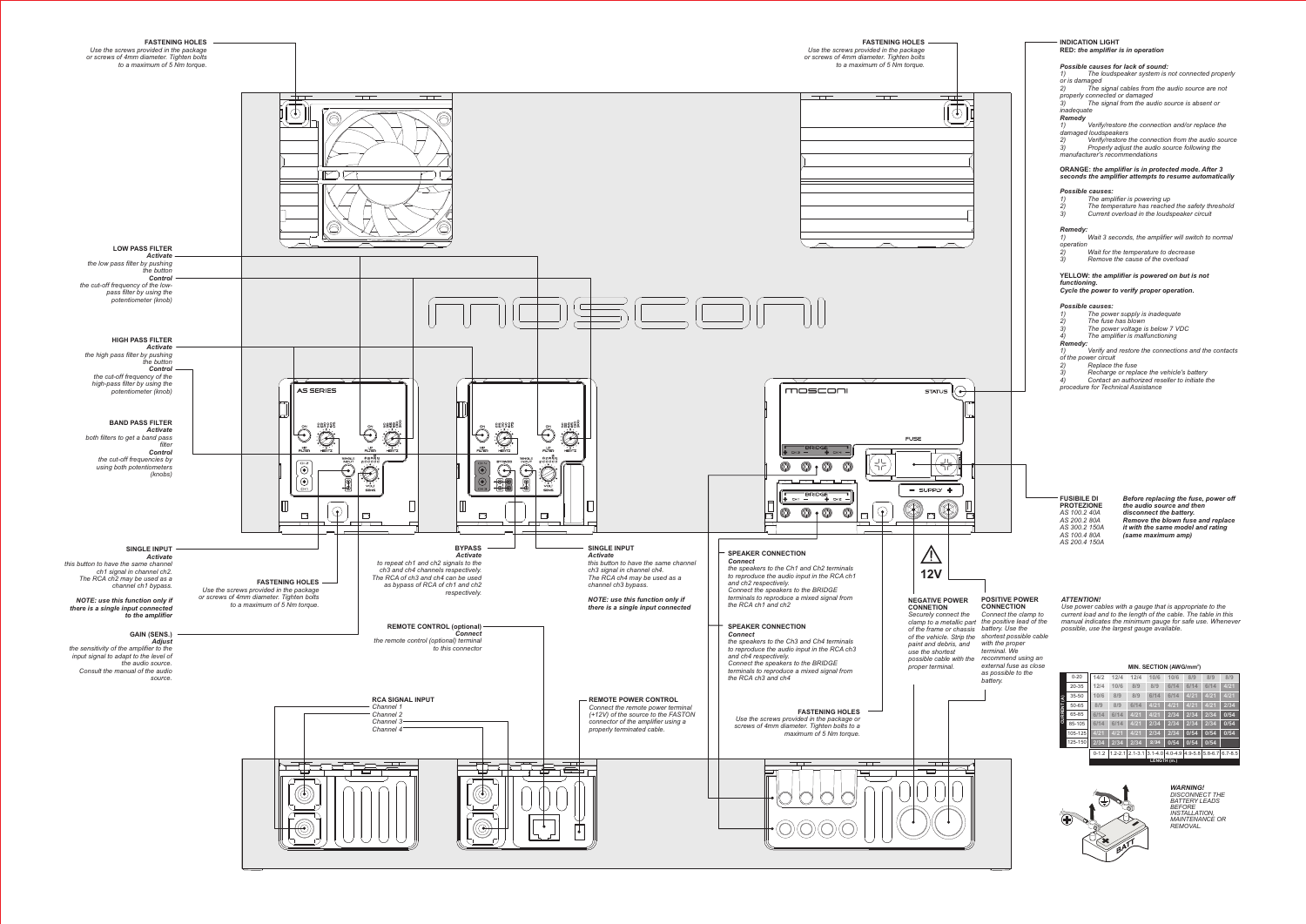**FASTENING HOLES**
*Use the screws provided in the package or screws of 4mm diameter. Tighten bolts to a maximum of 5 Nm torque.*

**FASTENING HOLES**
*Use the screws provided in the package or screws of 4mm diameter. Tighten bolts to a maximum of 5 Nm torque.*

**LOW PASS FILTER**
***Activate***
*the low pass filter by pushing the button*
***Control***
*the cut-off frequency of the low-pass filter by using the potentiometer (knob)*

**HIGH PASS FILTER**
***Activate***
*the high pass filter by pushing the button*
***Control***
*the cut-off frequency of the high-pass filter by using the potentiometer (knob)*

**BAND PASS FILTER**
***Activate***
*both filters to get a band pass filter*
***Control***
*the cut-off frequencies by using both potentiometers (knobs)*

**SINGLE INPUT**
***Activate***
*this button to have the same channel ch1 signal in channel ch2. The RCA ch2 may be used as a channel ch1 bypass.*

***NOTE: use this function only if there is a single input connected to the amplifier***

**GAIN (SENS.)**
***Adjust***
*the sensitivity of the amplifier to the input signal to adapt to the level of the audio source. Consult the manual of the audio source.*

**FASTENING HOLES**
*Use the screws provided in the package or screws of 4mm diameter. Tighten bolts to a maximum of 5 Nm torque.*

**BYPASS**
***Activate***
*to repeat ch1 and ch2 signals to the ch3 and ch4 channels respectively. The RCA of ch3 and ch4 can be used as bypass of RCA of ch1 and ch2 respectively.*

**SINGLE INPUT**
***Activate***
*this button to have the same channel ch3 signal in channel ch4. The RCA ch4 may be used as a channel ch3 bypass.*

***NOTE: use this function only if there is a single input connected***

**REMOTE CONTROL (optional)**
***Connect***
*the remote control (optional) terminal to this connector*

**RCA SIGNAL INPUT**
*Channel 1*
*Channel 2*
*Channel 3*
*Channel 4*

**REMOTE POWER CONTROL**
*Connect the remote power terminal (+12V) of the source to the FASTON connector of the amplifier using a properly terminated cable.*

**SPEAKER CONNECTION**
***Connect***
*the speakers to the Ch1 and Ch2 terminals to reproduce the audio input in the RCA ch1 and ch2 respectively. Connect the speakers to the BRIDGE terminals to reproduce a mixed signal from the RCA ch1 and ch2*

**SPEAKER CONNECTION**
***Connect***
*the speakers to the Ch3 and Ch4 terminals to reproduce the audio input in the RCA ch3 and ch4 respectively. Connect the speakers to the BRIDGE terminals to reproduce a mixed signal from the RCA ch3 and ch4*

**FASTENING HOLES**
*Use the screws provided in the package or screws of 4mm diameter. Tighten bolts to a maximum of 5 Nm torque.*

**12V**

**NEGATIVE POWER CONNECTION**
*Securely connect the clamp to a metallic part of the frame or chassis of the vehicle. Strip the paint and debris, and use the shortest possible cable with the proper terminal.*

**POSITIVE POWER CONNECTION**
*Connect the clamp to the positive lead of the battery. Use the shortest possible cable with the proper terminal. We recommend using an external fuse as close as possible to the battery.*

**INDICATION LIGHT**
**RED:** ***the amplifier is in operation***

***Possible causes for lack of sound:***
1) *The loudspeaker system is not connected properly or is damaged*
2) *The signal cables from the audio source are not properly connected or damaged*
3) *The signal from the audio source is absent or inadequate*

***Remedy***
1) *Verify/restore the connection and/or replace the damaged loudspeakers*
2) *Verify/restore the connection from the audio source*
3) *Properly adjust the audio source following the manufacturer's recommendations*

**ORANGE:** ***the amplifier is in protected mode. After 3 seconds the amplifier attempts to resume automatically***

***Possible causes:***
1) *The amplifier is powering up*
2) *The temperature has reached the safety threshold*
3) *Current overload in the loudspeaker circuit*

***Remedy:***
1) *Wait 3 seconds, the amplifier will switch to normal operation*
2) *Wait for the temperature to decrease*
3) *Remove the cause of the overload*

**YELLOW:** ***the amplifier is powered on but is not functioning. Cycle the power to verify proper operation.***

***Possible causes:***
1) *The power supply is inadequate*
2) *The fuse has blown*
3) *The power voltage is below 7 VDC*
4) *The amplifier is malfunctioning*

***Remedy:***
1) *Verify and restore the connections and the contacts of the power circuit*
2) *Replace the fuse*
3) *Recharge or replace the vehicle's battery*
4) *Contact an authorized reseller to initiate the procedure for Technical Assistance*

**FUSIBILE DI PROTEZIONE**
*AS 100.2 40A*
*AS 200.2 80A*
*AS 300.2 150A*
*AS 100.4 80A*
*AS 200.4 150A*

***Before replacing the fuse, power off the audio source and then disconnect the battery. Remove the blown fuse and replace it with the same model and rating (same maximum amp)***

***ATTENTION!***
*Use power cables with a gauge that is appropriate to the current load and to the length of the cable. The table in this manual indicates the minimum gauge for safe use. Whenever possible, use the largest gauge available.*

**MIN. SECTION (AWG/mm²)**

| CURRENT (A) | 0-1.2 | 1.2-2.1 | 2.1-3.1 | 3.1-4.0 | 4.0-4.9 | 4.9-5.8 | 5.8-6.7 | 6.7-8.5 |
|---|---|---|---|---|---|---|---|---|
| 0-20 | 14/2 | 12/4 | 12/4 | 10/6 | 10/6 | 8/9 | 8/9 | 8/9 |
| 20-35 | 12/4 | 10/6 | 8/9 | 8/9 | 6/14 | 6/14 | 6/14 | 4/21 |
| 35-50 | 10/6 | 8/9 | 8/9 | 6/14 | 6/14 | 4/21 | 4/21 | 4/21 |
| 50-65 | 8/9 | 8/9 | 6/14 | 4/21 | 4/21 | 4/21 | 4/21 | 2/34 |
| 65-85 | 6/14 | 6/14 | 4/21 | 4/21 | 2/34 | 2/34 | 2/34 | 0/54 |
| 85-105 | 6/14 | 6/14 | 4/21 | 2/34 | 2/34 | 2/34 | 2/34 | 0/54 |
| 105-125 | 4/21 | 4/21 | 4/21 | 2/34 | 2/34 | 0/54 | 0/54 | 0/54 |
| 125-150 | 2/34 | 2/34 | 2/34 | 0/54 | 0/54 | 0/54 | 0/54 | |

LENGTH (m.)

***WARNING!***
*DISCONNECT THE BATTERY LEADS BEFORE INSTALLATION, MAINTENANCE OR REMOVAL.*